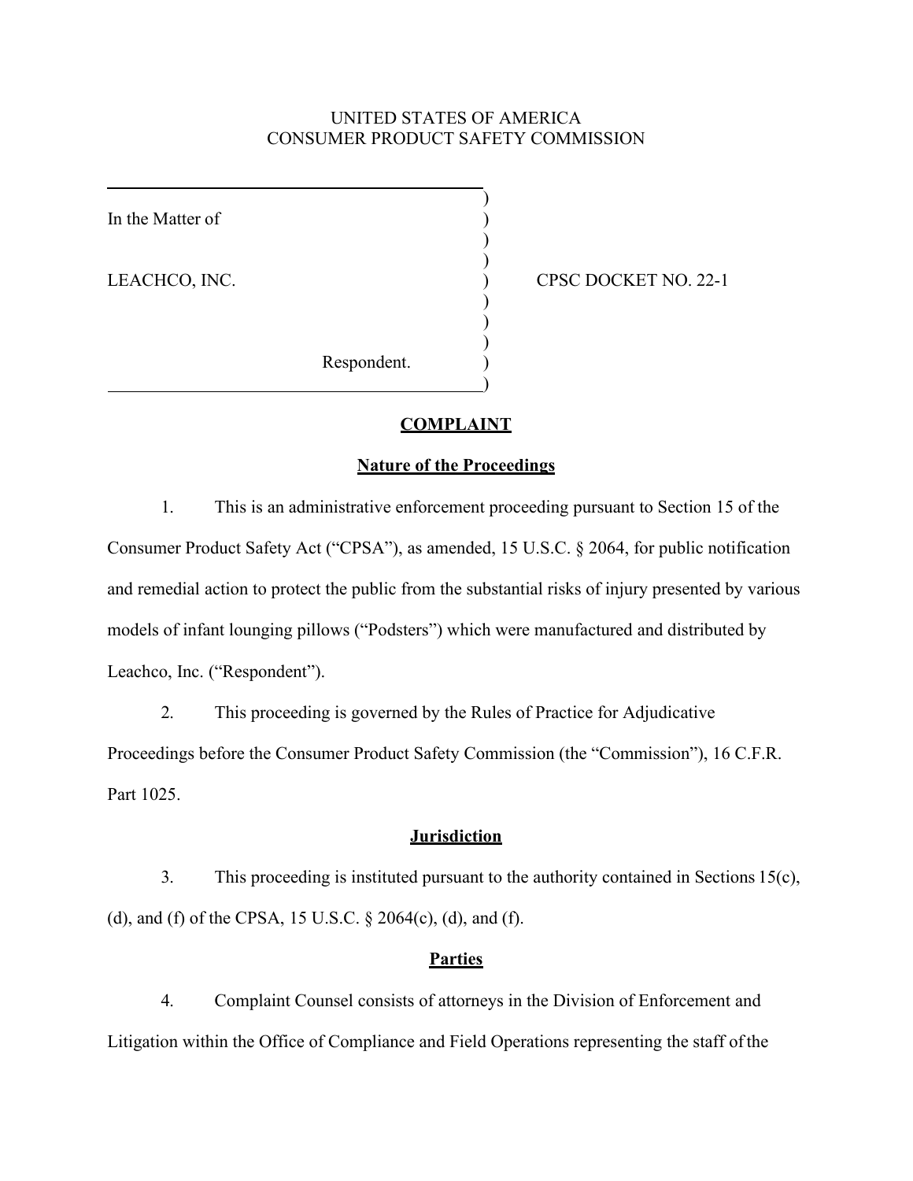UNITED STATES OF AMERICA
CONSUMER PRODUCT SAFETY COMMISSION

| | |
|---|---|
| In the Matter of<br><br>LEACHCO, INC.<br><br>Respondent. | CPSC DOCKET NO. 22-1 |

## COMPLAINT

### Nature of the Proceedings

1. This is an administrative enforcement proceeding pursuant to Section 15 of the Consumer Product Safety Act ("CPSA"), as amended, 15 U.S.C. § 2064, for public notification and remedial action to protect the public from the substantial risks of injury presented by various models of infant lounging pillows ("Podsters") which were manufactured and distributed by Leachco, Inc. ("Respondent").

2. This proceeding is governed by the Rules of Practice for Adjudicative Proceedings before the Consumer Product Safety Commission (the "Commission"), 16 C.F.R. Part 1025.

### Jurisdiction

3. This proceeding is instituted pursuant to the authority contained in Sections 15(c), (d), and (f) of the CPSA, 15 U.S.C. § 2064(c), (d), and (f).

### Parties

4. Complaint Counsel consists of attorneys in the Division of Enforcement and Litigation within the Office of Compliance and Field Operations representing the staff of the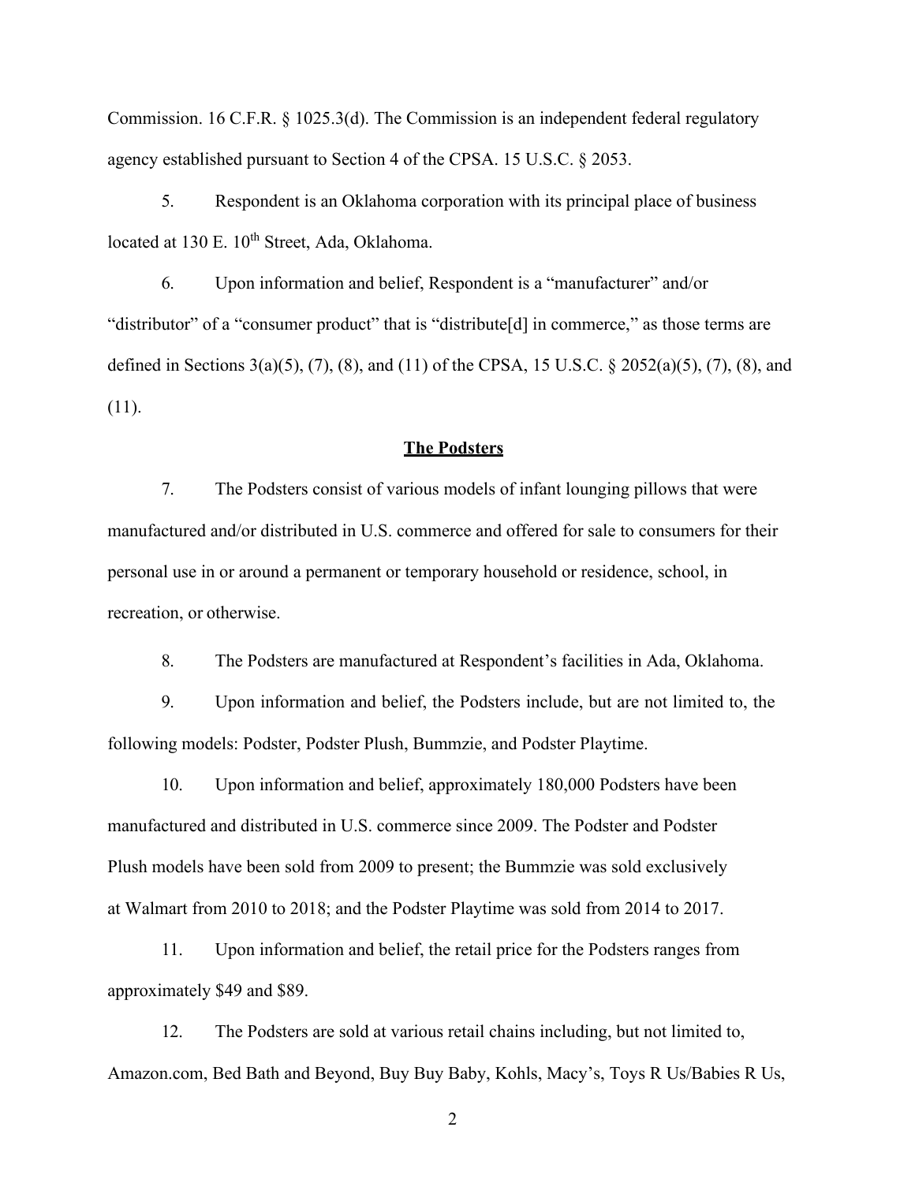Commission. 16 C.F.R. § 1025.3(d). The Commission is an independent federal regulatory agency established pursuant to Section 4 of the CPSA. 15 U.S.C. § 2053.

5. Respondent is an Oklahoma corporation with its principal place of business located at 130 E. 10th Street, Ada, Oklahoma.

6. Upon information and belief, Respondent is a "manufacturer" and/or "distributor" of a "consumer product" that is "distribute[d] in commerce," as those terms are defined in Sections 3(a)(5), (7), (8), and (11) of the CPSA, 15 U.S.C. § 2052(a)(5), (7), (8), and (11).

## The Podsters

7. The Podsters consist of various models of infant lounging pillows that were manufactured and/or distributed in U.S. commerce and offered for sale to consumers for their personal use in or around a permanent or temporary household or residence, school, in recreation, or otherwise.

8. The Podsters are manufactured at Respondent's facilities in Ada, Oklahoma.

9. Upon information and belief, the Podsters include, but are not limited to, the following models: Podster, Podster Plush, Bummzie, and Podster Playtime.

10. Upon information and belief, approximately 180,000 Podsters have been manufactured and distributed in U.S. commerce since 2009. The Podster and Podster Plush models have been sold from 2009 to present; the Bummzie was sold exclusively at Walmart from 2010 to 2018; and the Podster Playtime was sold from 2014 to 2017.

11. Upon information and belief, the retail price for the Podsters ranges from approximately $49 and $89.

12. The Podsters are sold at various retail chains including, but not limited to, Amazon.com, Bed Bath and Beyond, Buy Buy Baby, Kohls, Macy's, Toys R Us/Babies R Us,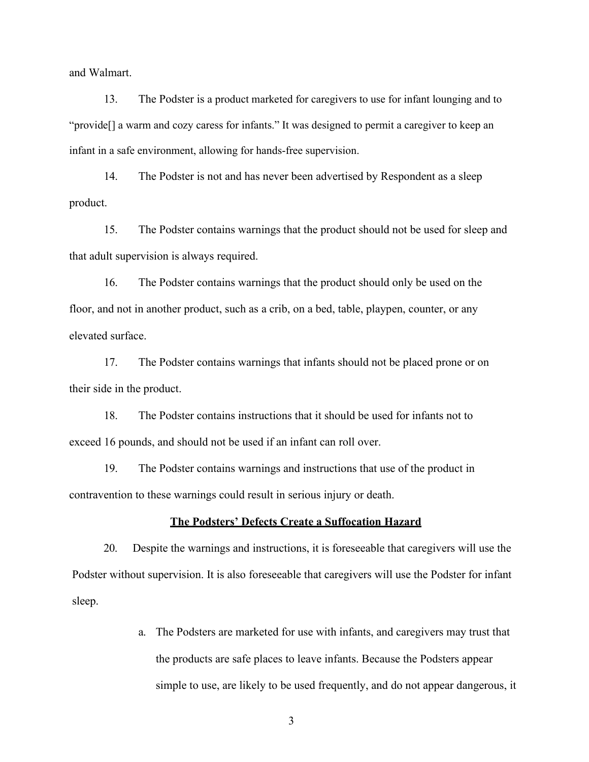and Walmart.

13. The Podster is a product marketed for caregivers to use for infant lounging and to "provide[] a warm and cozy caress for infants." It was designed to permit a caregiver to keep an infant in a safe environment, allowing for hands-free supervision.

14. The Podster is not and has never been advertised by Respondent as a sleep product.

15. The Podster contains warnings that the product should not be used for sleep and that adult supervision is always required.

16. The Podster contains warnings that the product should only be used on the floor, and not in another product, such as a crib, on a bed, table, playpen, counter, or any elevated surface.

17. The Podster contains warnings that infants should not be placed prone or on their side in the product.

18. The Podster contains instructions that it should be used for infants not to exceed 16 pounds, and should not be used if an infant can roll over.

19. The Podster contains warnings and instructions that use of the product in contravention to these warnings could result in serious injury or death.

**<u>The Podsters' Defects Create a Suffocation Hazard</u>**

20. Despite the warnings and instructions, it is foreseeable that caregivers will use the Podster without supervision. It is also foreseeable that caregivers will use the Podster for infant sleep.

a. The Podsters are marketed for use with infants, and caregivers may trust that the products are safe places to leave infants. Because the Podsters appear simple to use, are likely to be used frequently, and do not appear dangerous, it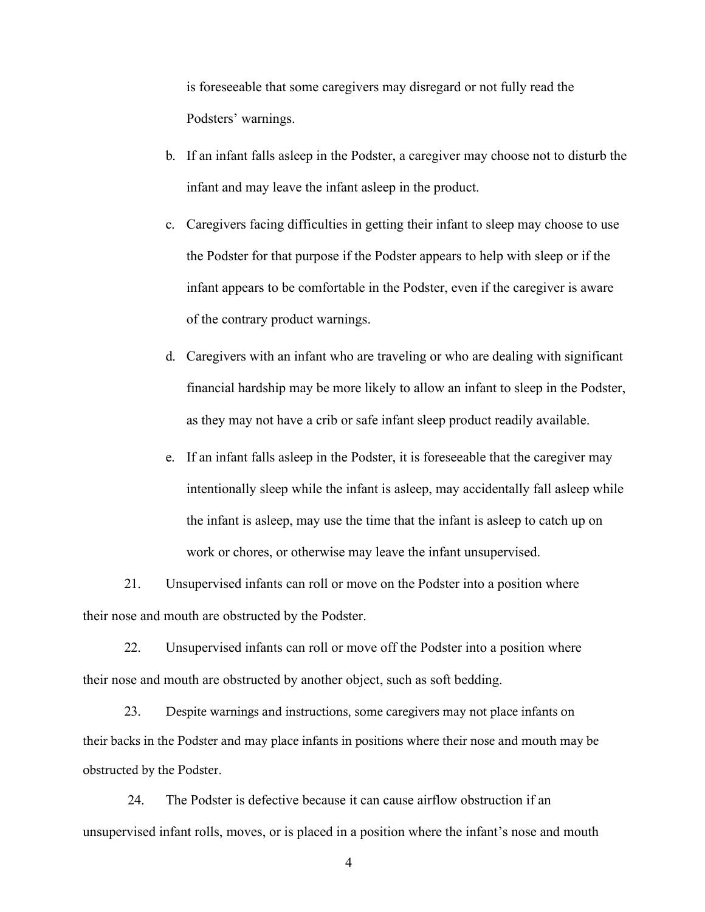is foreseeable that some caregivers may disregard or not fully read the Podsters' warnings.

b. If an infant falls asleep in the Podster, a caregiver may choose not to disturb the infant and may leave the infant asleep in the product.

c. Caregivers facing difficulties in getting their infant to sleep may choose to use the Podster for that purpose if the Podster appears to help with sleep or if the infant appears to be comfortable in the Podster, even if the caregiver is aware of the contrary product warnings.

d. Caregivers with an infant who are traveling or who are dealing with significant financial hardship may be more likely to allow an infant to sleep in the Podster, as they may not have a crib or safe infant sleep product readily available.

e. If an infant falls asleep in the Podster, it is foreseeable that the caregiver may intentionally sleep while the infant is asleep, may accidentally fall asleep while the infant is asleep, may use the time that the infant is asleep to catch up on work or chores, or otherwise may leave the infant unsupervised.

21. Unsupervised infants can roll or move on the Podster into a position where their nose and mouth are obstructed by the Podster.

22. Unsupervised infants can roll or move off the Podster into a position where their nose and mouth are obstructed by another object, such as soft bedding.

23. Despite warnings and instructions, some caregivers may not place infants on their backs in the Podster and may place infants in positions where their nose and mouth may be obstructed by the Podster.

24. The Podster is defective because it can cause airflow obstruction if an unsupervised infant rolls, moves, or is placed in a position where the infant's nose and mouth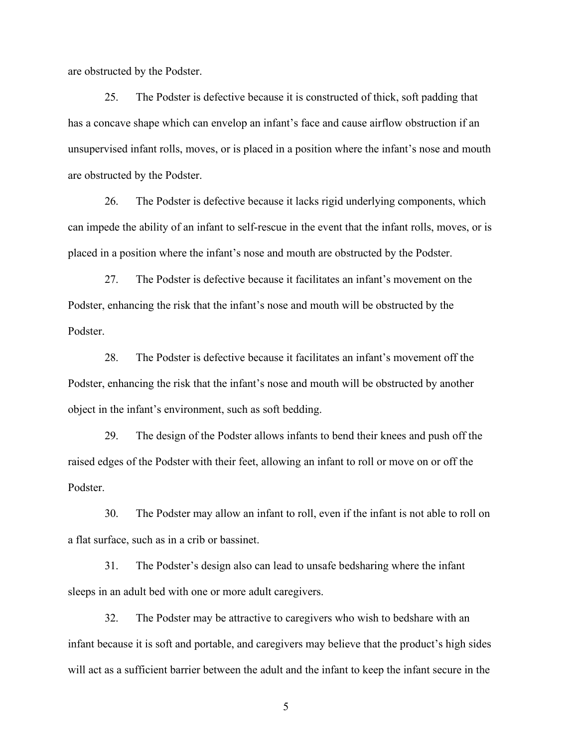are obstructed by the Podster.

25. The Podster is defective because it is constructed of thick, soft padding that has a concave shape which can envelop an infant's face and cause airflow obstruction if an unsupervised infant rolls, moves, or is placed in a position where the infant's nose and mouth are obstructed by the Podster.

26. The Podster is defective because it lacks rigid underlying components, which can impede the ability of an infant to self-rescue in the event that the infant rolls, moves, or is placed in a position where the infant's nose and mouth are obstructed by the Podster.

27. The Podster is defective because it facilitates an infant's movement on the Podster, enhancing the risk that the infant's nose and mouth will be obstructed by the Podster.

28. The Podster is defective because it facilitates an infant's movement off the Podster, enhancing the risk that the infant's nose and mouth will be obstructed by another object in the infant's environment, such as soft bedding.

29. The design of the Podster allows infants to bend their knees and push off the raised edges of the Podster with their feet, allowing an infant to roll or move on or off the Podster.

30. The Podster may allow an infant to roll, even if the infant is not able to roll on a flat surface, such as in a crib or bassinet.

31. The Podster's design also can lead to unsafe bedsharing where the infant sleeps in an adult bed with one or more adult caregivers.

32. The Podster may be attractive to caregivers who wish to bedshare with an infant because it is soft and portable, and caregivers may believe that the product's high sides will act as a sufficient barrier between the adult and the infant to keep the infant secure in the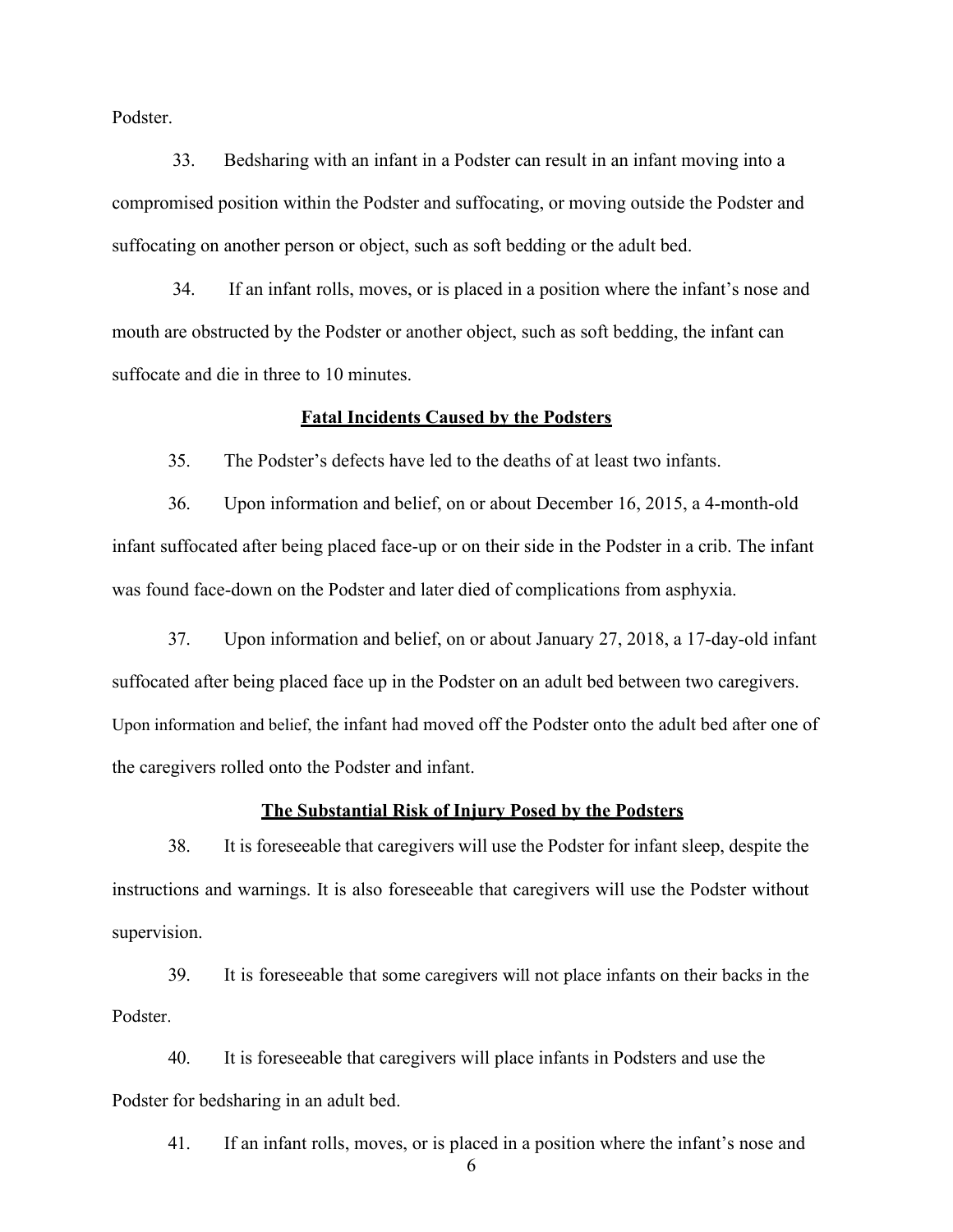Podster.

33. Bedsharing with an infant in a Podster can result in an infant moving into a compromised position within the Podster and suffocating, or moving outside the Podster and suffocating on another person or object, such as soft bedding or the adult bed.

34. If an infant rolls, moves, or is placed in a position where the infant's nose and mouth are obstructed by the Podster or another object, such as soft bedding, the infant can suffocate and die in three to 10 minutes.

**Fatal Incidents Caused by the Podsters**

35. The Podster's defects have led to the deaths of at least two infants.

36. Upon information and belief, on or about December 16, 2015, a 4-month-old infant suffocated after being placed face-up or on their side in the Podster in a crib. The infant was found face-down on the Podster and later died of complications from asphyxia.

37. Upon information and belief, on or about January 27, 2018, a 17-day-old infant suffocated after being placed face up in the Podster on an adult bed between two caregivers. Upon information and belief, the infant had moved off the Podster onto the adult bed after one of the caregivers rolled onto the Podster and infant.

**The Substantial Risk of Injury Posed by the Podsters**

38. It is foreseeable that caregivers will use the Podster for infant sleep, despite the instructions and warnings. It is also foreseeable that caregivers will use the Podster without supervision.

39. It is foreseeable that some caregivers will not place infants on their backs in the Podster.

40. It is foreseeable that caregivers will place infants in Podsters and use the Podster for bedsharing in an adult bed.

41. If an infant rolls, moves, or is placed in a position where the infant's nose and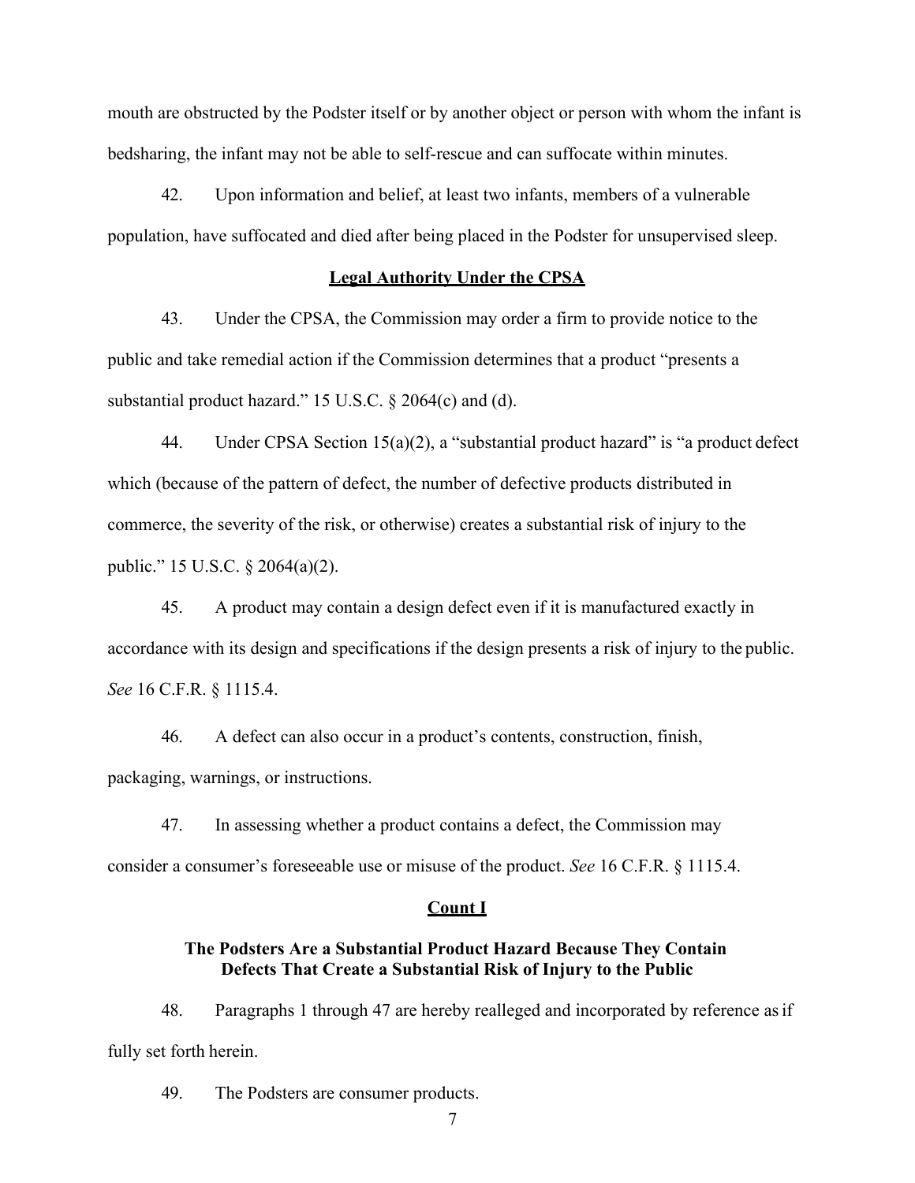mouth are obstructed by the Podster itself or by another object or person with whom the infant is bedsharing, the infant may not be able to self-rescue and can suffocate within minutes.

42. Upon information and belief, at least two infants, members of a vulnerable population, have suffocated and died after being placed in the Podster for unsupervised sleep.

**Legal Authority Under the CPSA**

43. Under the CPSA, the Commission may order a firm to provide notice to the public and take remedial action if the Commission determines that a product "presents a substantial product hazard." 15 U.S.C. § 2064(c) and (d).

44. Under CPSA Section 15(a)(2), a "substantial product hazard" is "a product defect which (because of the pattern of defect, the number of defective products distributed in commerce, the severity of the risk, or otherwise) creates a substantial risk of injury to the public." 15 U.S.C. § 2064(a)(2).

45. A product may contain a design defect even if it is manufactured exactly in accordance with its design and specifications if the design presents a risk of injury to the public. *See* 16 C.F.R. § 1115.4.

46. A defect can also occur in a product's contents, construction, finish, packaging, warnings, or instructions.

47. In assessing whether a product contains a defect, the Commission may consider a consumer's foreseeable use or misuse of the product. *See* 16 C.F.R. § 1115.4.

**Count I**

**The Podsters Are a Substantial Product Hazard Because They Contain Defects That Create a Substantial Risk of Injury to the Public**

48. Paragraphs 1 through 47 are hereby realleged and incorporated by reference as if fully set forth herein.

49. The Podsters are consumer products.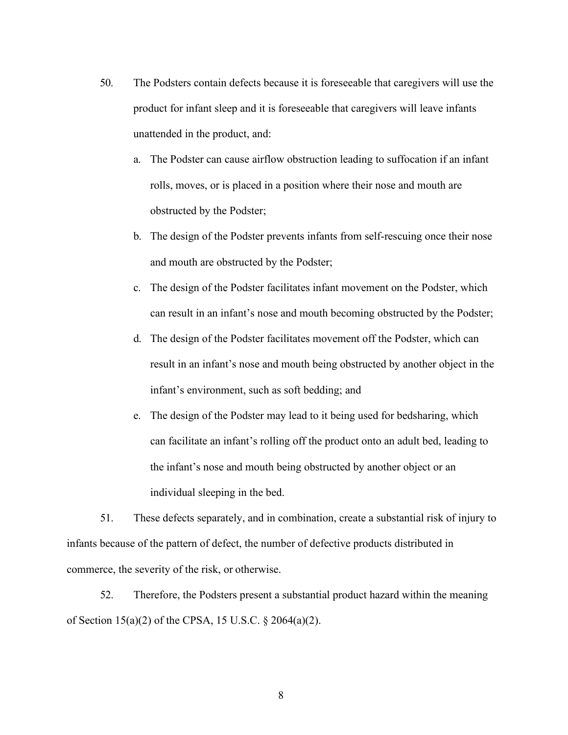50. The Podsters contain defects because it is foreseeable that caregivers will use the product for infant sleep and it is foreseeable that caregivers will leave infants unattended in the product, and:

    a. The Podster can cause airflow obstruction leading to suffocation if an infant rolls, moves, or is placed in a position where their nose and mouth are obstructed by the Podster;

    b. The design of the Podster prevents infants from self-rescuing once their nose and mouth are obstructed by the Podster;

    c. The design of the Podster facilitates infant movement on the Podster, which can result in an infant's nose and mouth becoming obstructed by the Podster;

    d. The design of the Podster facilitates movement off the Podster, which can result in an infant's nose and mouth being obstructed by another object in the infant's environment, such as soft bedding; and

    e. The design of the Podster may lead to it being used for bedsharing, which can facilitate an infant's rolling off the product onto an adult bed, leading to the infant's nose and mouth being obstructed by another object or an individual sleeping in the bed.

51. These defects separately, and in combination, create a substantial risk of injury to infants because of the pattern of defect, the number of defective products distributed in commerce, the severity of the risk, or otherwise.

52. Therefore, the Podsters present a substantial product hazard within the meaning of Section 15(a)(2) of the CPSA, 15 U.S.C. § 2064(a)(2).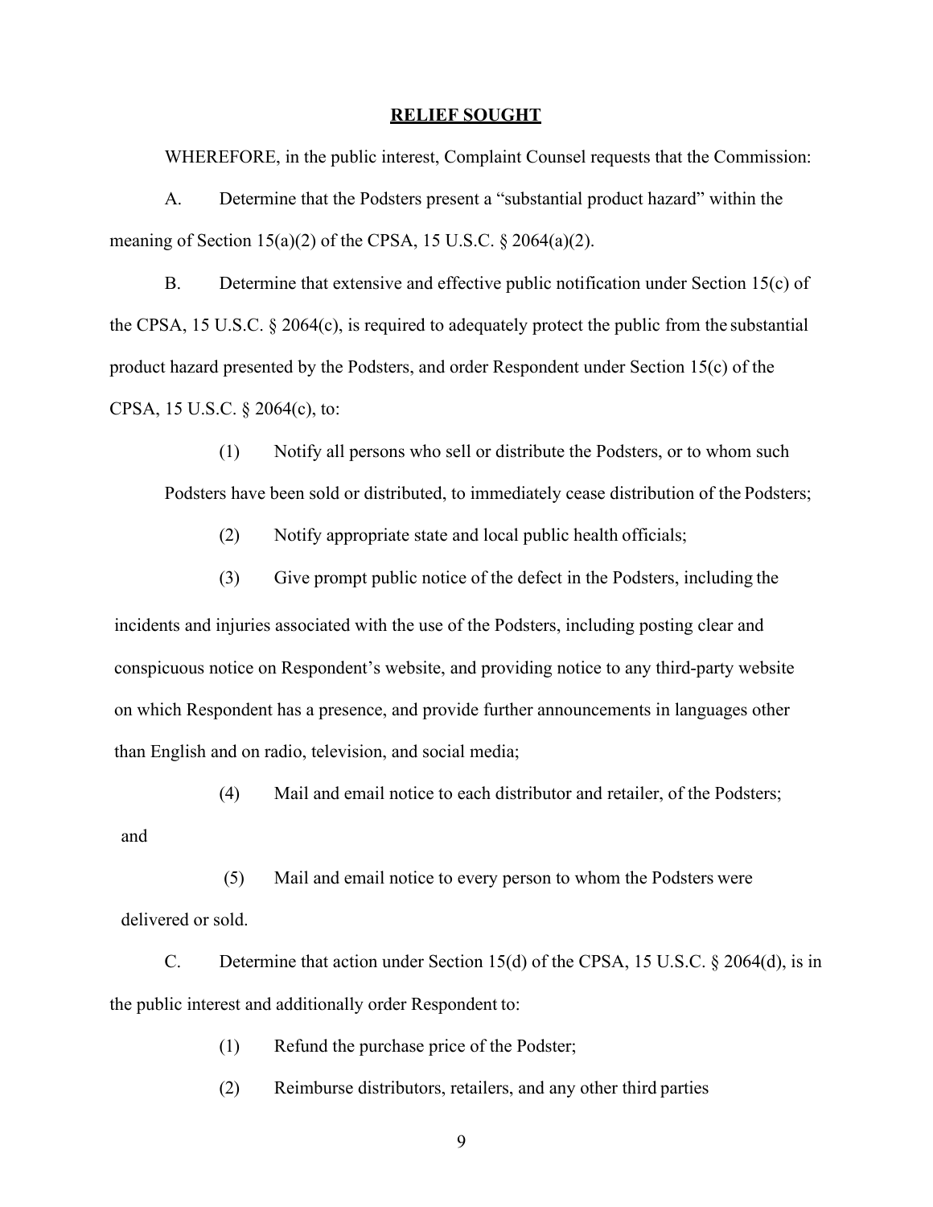## RELIEF SOUGHT

WHEREFORE, in the public interest, Complaint Counsel requests that the Commission:

A. Determine that the Podsters present a "substantial product hazard" within the meaning of Section 15(a)(2) of the CPSA, 15 U.S.C. § 2064(a)(2).

B. Determine that extensive and effective public notification under Section 15(c) of the CPSA, 15 U.S.C. § 2064(c), is required to adequately protect the public from the substantial product hazard presented by the Podsters, and order Respondent under Section 15(c) of the CPSA, 15 U.S.C. § 2064(c), to:

(1) Notify all persons who sell or distribute the Podsters, or to whom such Podsters have been sold or distributed, to immediately cease distribution of the Podsters;

(2) Notify appropriate state and local public health officials;

(3) Give prompt public notice of the defect in the Podsters, including the incidents and injuries associated with the use of the Podsters, including posting clear and conspicuous notice on Respondent's website, and providing notice to any third-party website on which Respondent has a presence, and provide further announcements in languages other than English and on radio, television, and social media;

(4) Mail and email notice to each distributor and retailer, of the Podsters; and

(5) Mail and email notice to every person to whom the Podsters were delivered or sold.

C. Determine that action under Section 15(d) of the CPSA, 15 U.S.C. § 2064(d), is in the public interest and additionally order Respondent to:

(1) Refund the purchase price of the Podster;

(2) Reimburse distributors, retailers, and any other third parties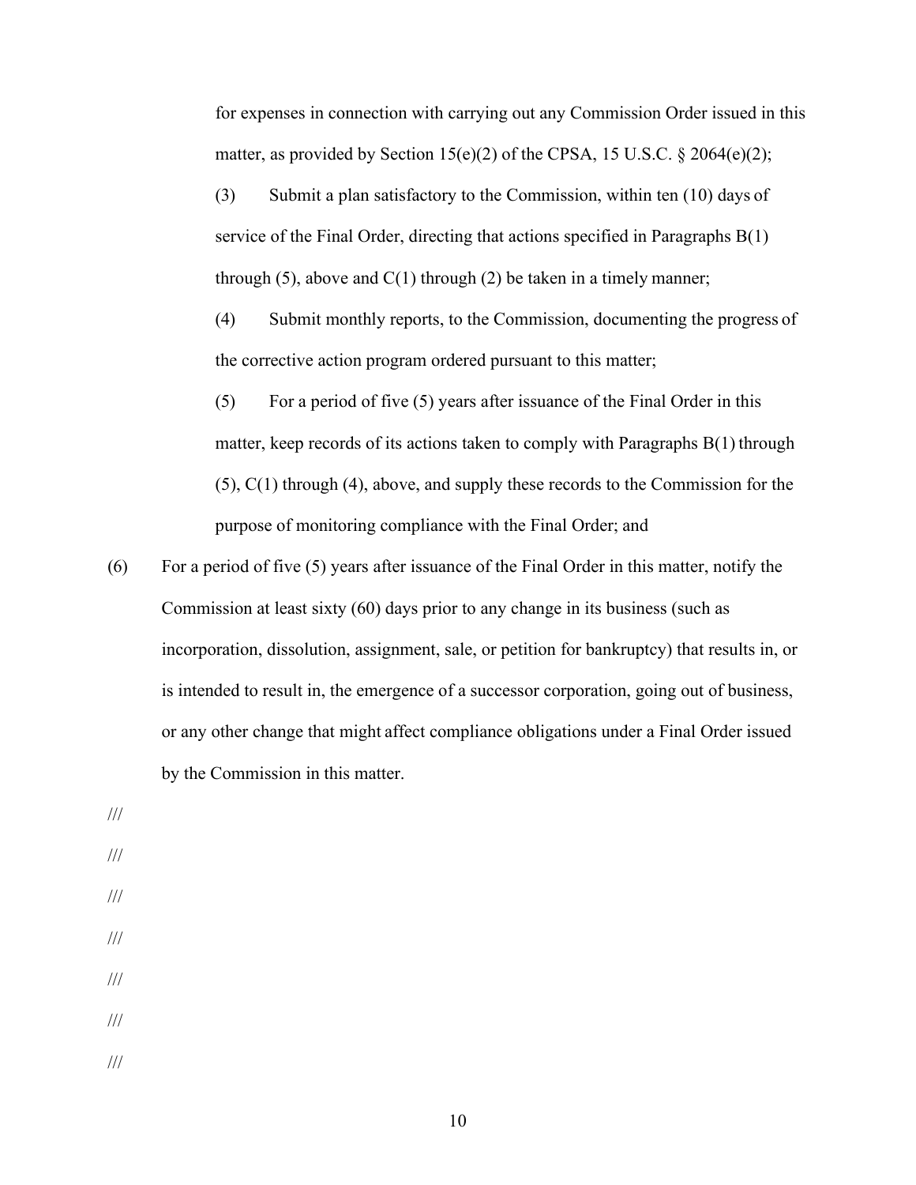for expenses in connection with carrying out any Commission Order issued in this matter, as provided by Section 15(e)(2) of the CPSA, 15 U.S.C. § 2064(e)(2);

(3) Submit a plan satisfactory to the Commission, within ten (10) days of service of the Final Order, directing that actions specified in Paragraphs B(1) through (5), above and C(1) through (2) be taken in a timely manner;

(4) Submit monthly reports, to the Commission, documenting the progress of the corrective action program ordered pursuant to this matter;

(5) For a period of five (5) years after issuance of the Final Order in this matter, keep records of its actions taken to comply with Paragraphs B(1) through (5), C(1) through (4), above, and supply these records to the Commission for the purpose of monitoring compliance with the Final Order; and

(6) For a period of five (5) years after issuance of the Final Order in this matter, notify the Commission at least sixty (60) days prior to any change in its business (such as incorporation, dissolution, assignment, sale, or petition for bankruptcy) that results in, or is intended to result in, the emergence of a successor corporation, going out of business, or any other change that might affect compliance obligations under a Final Order issued by the Commission in this matter.

///

///

///

///

///

///

///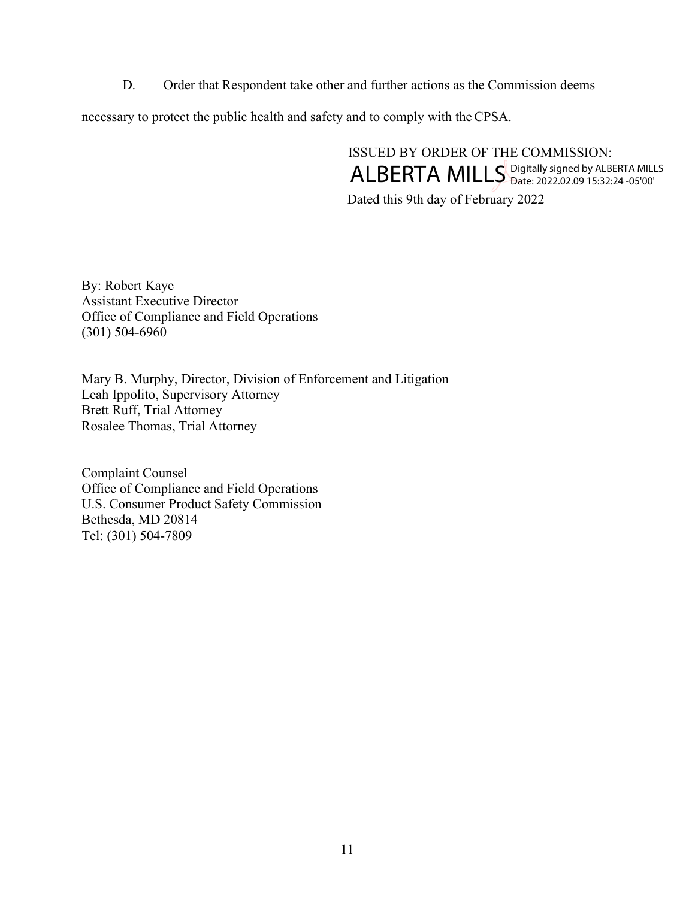D. Order that Respondent take other and further actions as the Commission deems necessary to protect the public health and safety and to comply with the CPSA.

ISSUED BY ORDER OF THE COMMISSION:

ALBERTA MILLS Digitally signed by ALBERTA MILLS Date: 2022.02.09 15:32:24 -05'00'

Dated this 9th day of February 2022

\_\_\_\_\_\_\_\_\_\_\_\_\_\_\_\_\_\_\_\_\_\_\_\_\_\_\_\_\_\_

By: Robert Kaye
Assistant Executive Director
Office of Compliance and Field Operations
(301) 504-6960

Mary B. Murphy, Director, Division of Enforcement and Litigation
Leah Ippolito, Supervisory Attorney
Brett Ruff, Trial Attorney
Rosalee Thomas, Trial Attorney

Complaint Counsel
Office of Compliance and Field Operations
U.S. Consumer Product Safety Commission
Bethesda, MD 20814
Tel: (301) 504-7809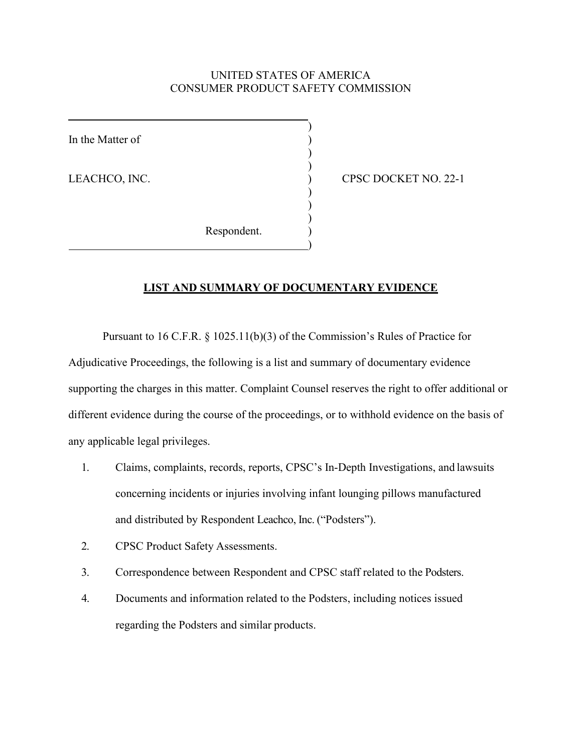UNITED STATES OF AMERICA
CONSUMER PRODUCT SAFETY COMMISSION

In the Matter of

LEACHCO, INC.

Respondent.

CPSC DOCKET NO. 22-1

**LIST AND SUMMARY OF DOCUMENTARY EVIDENCE**

Pursuant to 16 C.F.R. § 1025.11(b)(3) of the Commission's Rules of Practice for Adjudicative Proceedings, the following is a list and summary of documentary evidence supporting the charges in this matter. Complaint Counsel reserves the right to offer additional or different evidence during the course of the proceedings, or to withhold evidence on the basis of any applicable legal privileges.

1. Claims, complaints, records, reports, CPSC's In-Depth Investigations, and lawsuits concerning incidents or injuries involving infant lounging pillows manufactured and distributed by Respondent Leachco, Inc. ("Podsters").
2. CPSC Product Safety Assessments.
3. Correspondence between Respondent and CPSC staff related to the Podsters.
4. Documents and information related to the Podsters, including notices issued regarding the Podsters and similar products.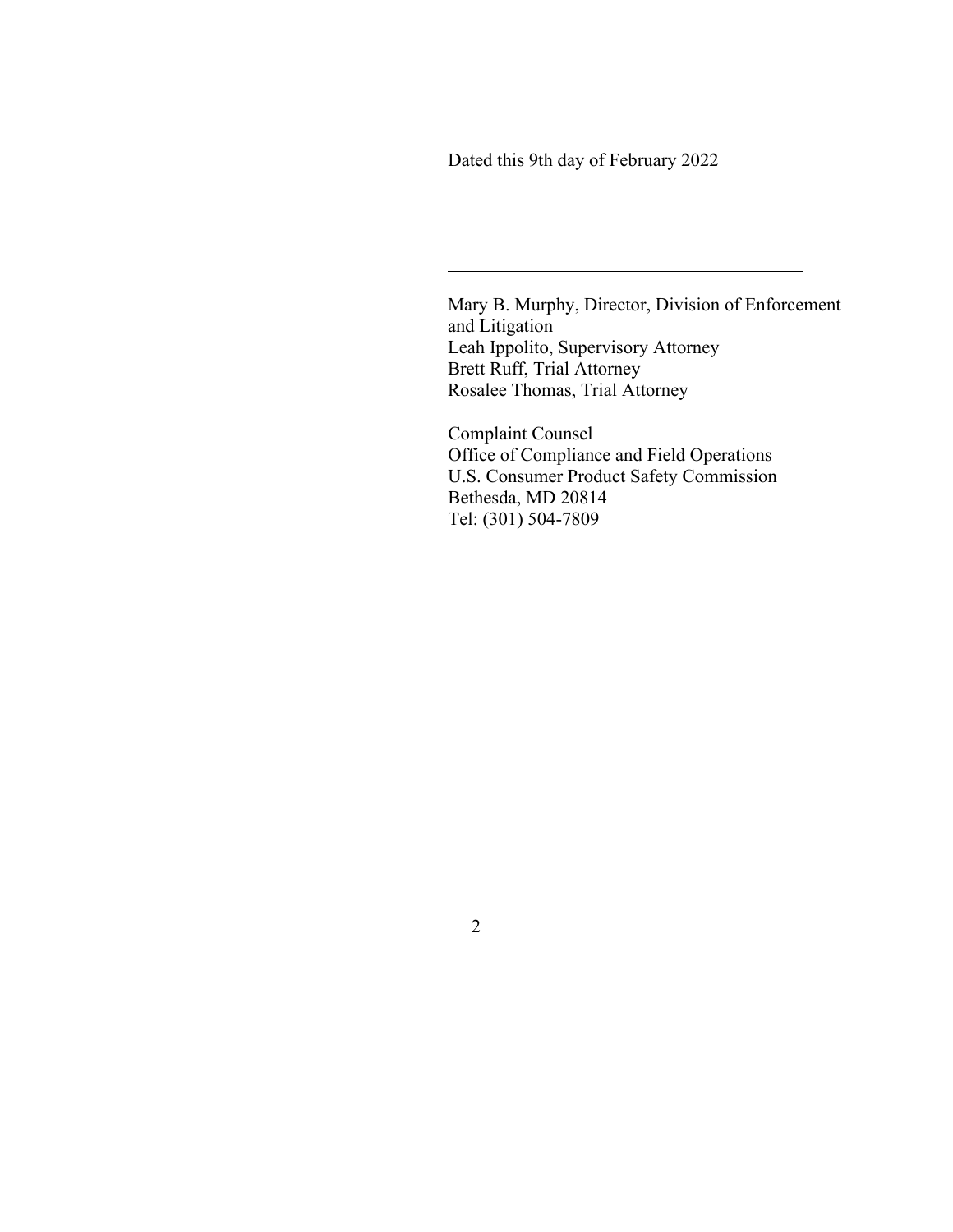Dated this 9th day of February 2022

\_\_\_\_\_\_\_\_\_\_\_\_\_\_\_\_\_\_\_\_\_\_\_\_\_\_\_\_\_\_\_\_\_\_\_\_\_\_

Mary B. Murphy, Director, Division of Enforcement and Litigation
Leah Ippolito, Supervisory Attorney
Brett Ruff, Trial Attorney
Rosalee Thomas, Trial Attorney

Complaint Counsel
Office of Compliance and Field Operations
U.S. Consumer Product Safety Commission
Bethesda, MD 20814
Tel: (301) 504-7809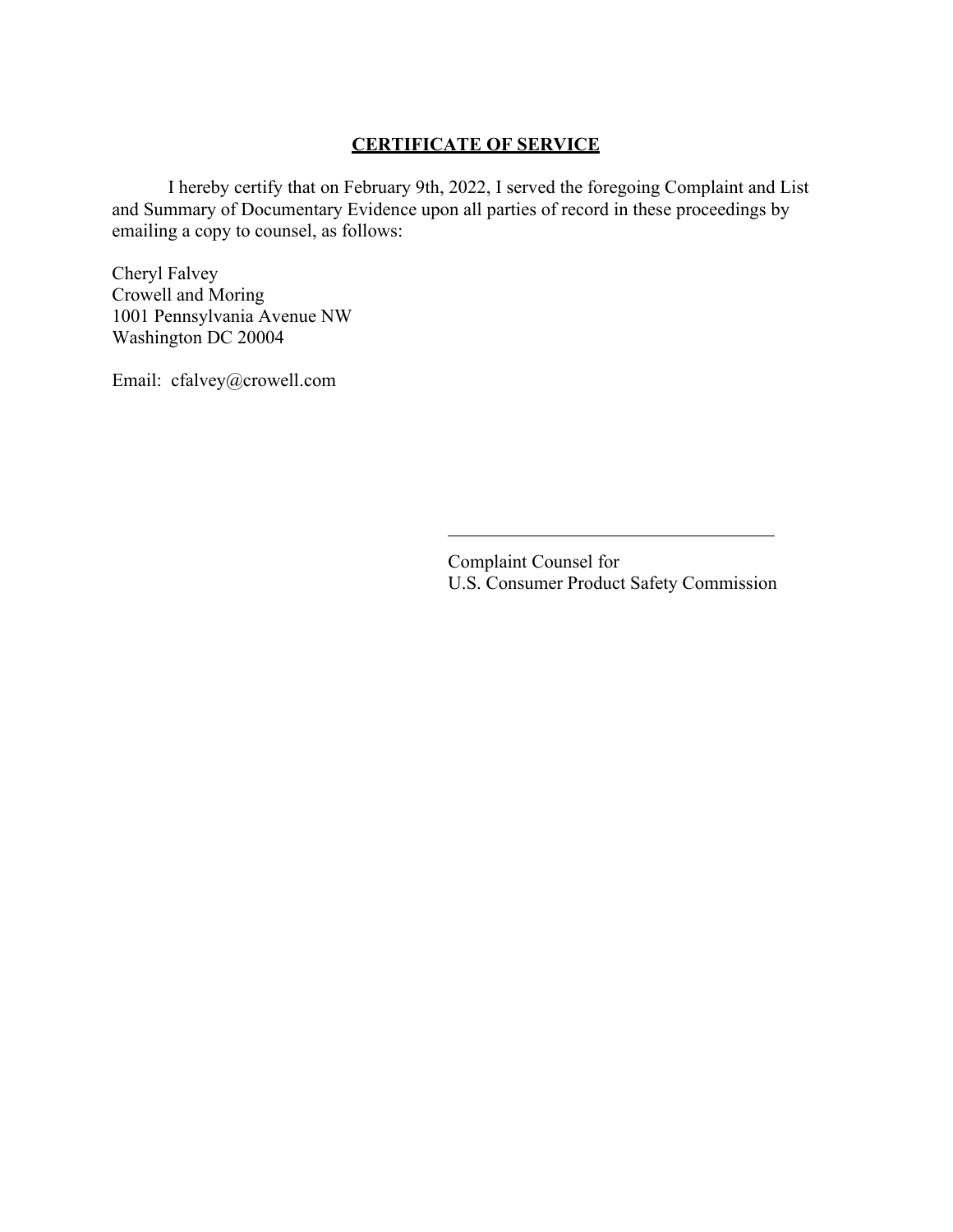## CERTIFICATE OF SERVICE

I hereby certify that on February 9th, 2022, I served the foregoing Complaint and List and Summary of Documentary Evidence upon all parties of record in these proceedings by emailing a copy to counsel, as follows:

Cheryl Falvey
Crowell and Moring
1001 Pennsylvania Avenue NW
Washington DC 20004

Email: cfalvey@crowell.com

\_\_\_\_\_\_\_\_\_\_\_\_\_\_\_\_\_\_\_\_\_\_\_\_\_\_\_\_\_\_\_\_\_\_\_\_\_\_

Complaint Counsel for
U.S. Consumer Product Safety Commission